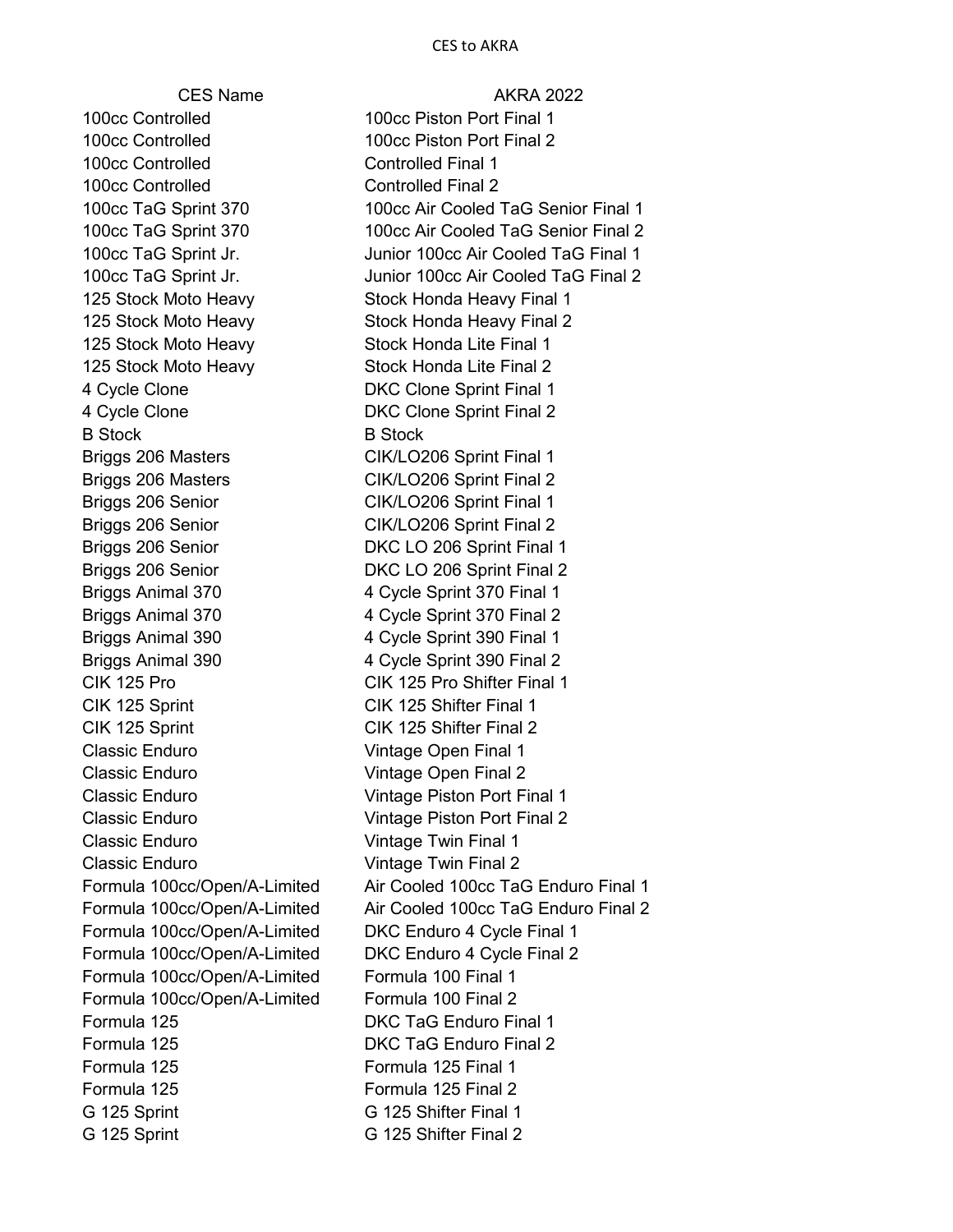# CES to AKRA

| CES Name | AKRA 2022 |
| --- | --- |
| 100cc Controlled | 100cc Piston Port Final 1 |
| 100cc Controlled | 100cc Piston Port Final 2 |
| 100cc Controlled | Controlled Final 1 |
| 100cc Controlled | Controlled Final 2 |
| 100cc TaG Sprint 370 | 100cc Air Cooled TaG Senior Final 1 |
| 100cc TaG Sprint 370 | 100cc Air Cooled TaG Senior Final 2 |
| 100cc TaG Sprint Jr. | Junior 100cc Air Cooled TaG Final 1 |
| 100cc TaG Sprint Jr. | Junior 100cc Air Cooled TaG Final 2 |
| 125 Stock Moto Heavy | Stock Honda Heavy Final 1 |
| 125 Stock Moto Heavy | Stock Honda Heavy Final 2 |
| 125 Stock Moto Heavy | Stock Honda Lite Final 1 |
| 125 Stock Moto Heavy | Stock Honda Lite Final 2 |
| 4 Cycle Clone | DKC Clone Sprint Final 1 |
| 4 Cycle Clone | DKC Clone Sprint Final 2 |
| B Stock | B Stock |
| Briggs 206 Masters | CIK/LO206 Sprint Final 1 |
| Briggs 206 Masters | CIK/LO206 Sprint Final 2 |
| Briggs 206 Senior | CIK/LO206 Sprint Final 1 |
| Briggs 206 Senior | CIK/LO206 Sprint Final 2 |
| Briggs 206 Senior | DKC LO 206 Sprint Final 1 |
| Briggs 206 Senior | DKC LO 206 Sprint Final 2 |
| Briggs Animal 370 | 4 Cycle Sprint 370 Final 1 |
| Briggs Animal 370 | 4 Cycle Sprint 370 Final 2 |
| Briggs Animal 390 | 4 Cycle Sprint 390 Final 1 |
| Briggs Animal 390 | 4 Cycle Sprint 390 Final 2 |
| CIK 125 Pro | CIK 125 Pro Shifter Final 1 |
| CIK 125 Sprint | CIK 125 Shifter Final 1 |
| CIK 125 Sprint | CIK 125 Shifter Final 2 |
| Classic Enduro | Vintage Open Final 1 |
| Classic Enduro | Vintage Open Final 2 |
| Classic Enduro | Vintage Piston Port Final 1 |
| Classic Enduro | Vintage Piston Port Final 2 |
| Classic Enduro | Vintage Twin Final 1 |
| Classic Enduro | Vintage Twin Final 2 |
| Formula 100cc/Open/A-Limited | Air Cooled 100cc TaG Enduro Final 1 |
| Formula 100cc/Open/A-Limited | Air Cooled 100cc TaG Enduro Final 2 |
| Formula 100cc/Open/A-Limited | DKC Enduro 4 Cycle Final 1 |
| Formula 100cc/Open/A-Limited | DKC Enduro 4 Cycle Final 2 |
| Formula 100cc/Open/A-Limited | Formula 100 Final 1 |
| Formula 100cc/Open/A-Limited | Formula 100 Final 2 |
| Formula 125 | DKC TaG Enduro Final 1 |
| Formula 125 | DKC TaG Enduro Final 2 |
| Formula 125 | Formula 125 Final 1 |
| Formula 125 | Formula 125 Final 2 |
| G 125 Sprint | G 125 Shifter Final 1 |
| G 125 Sprint | G 125 Shifter Final 2 |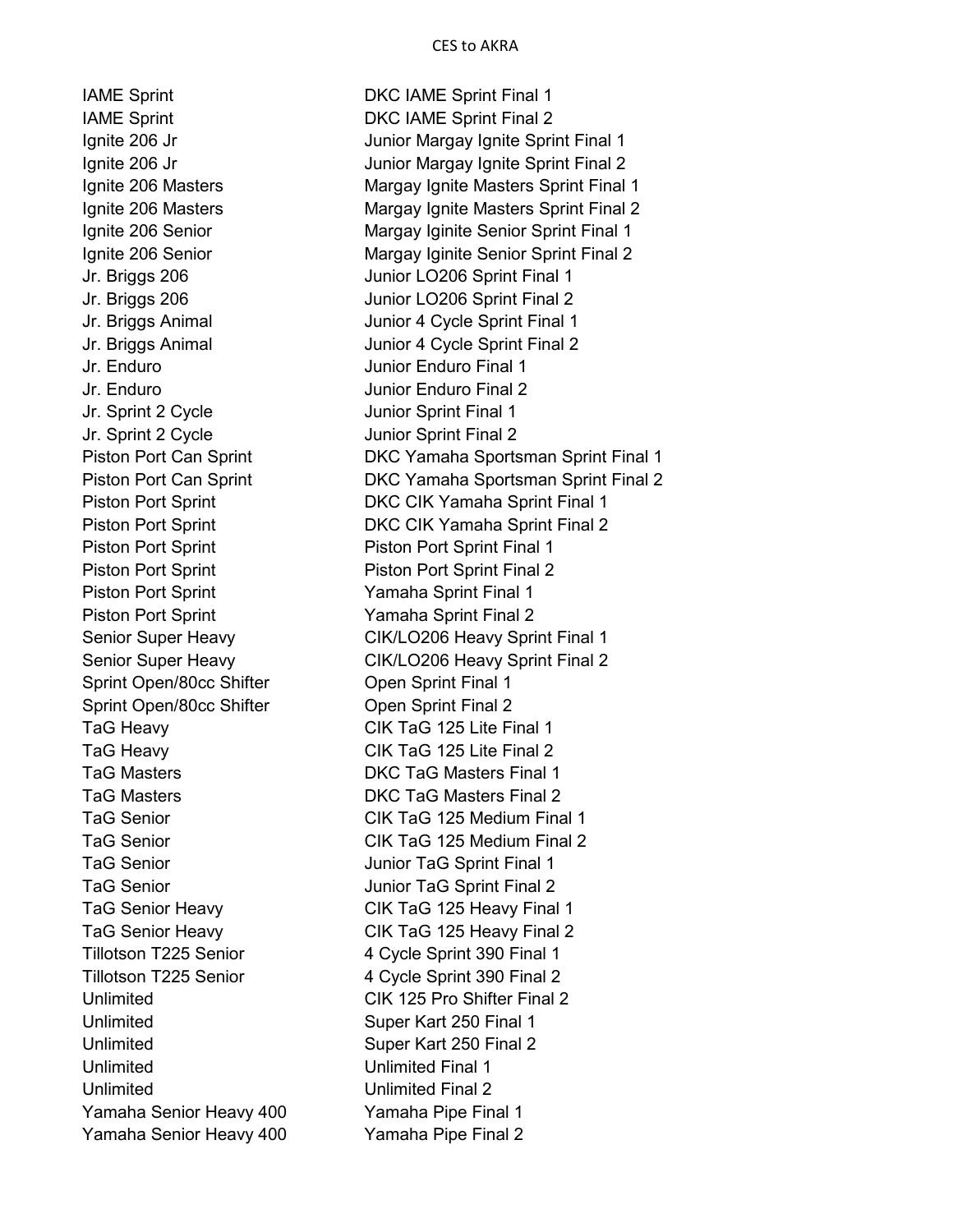| | |
|---|---|
| IAME Sprint | DKC IAME Sprint Final 1 |
| IAME Sprint | DKC IAME Sprint Final 2 |
| Ignite 206 Jr | Junior Margay Ignite Sprint Final 1 |
| Ignite 206 Jr | Junior Margay Ignite Sprint Final 2 |
| Ignite 206 Masters | Margay Ignite Masters Sprint Final 1 |
| Ignite 206 Masters | Margay Ignite Masters Sprint Final 2 |
| Ignite 206 Senior | Margay Iginite Senior Sprint Final 1 |
| Ignite 206 Senior | Margay Iginite Senior Sprint Final 2 |
| Jr. Briggs 206 | Junior LO206 Sprint Final 1 |
| Jr. Briggs 206 | Junior LO206 Sprint Final 2 |
| Jr. Briggs Animal | Junior 4 Cycle Sprint Final 1 |
| Jr. Briggs Animal | Junior 4 Cycle Sprint Final 2 |
| Jr. Enduro | Junior Enduro Final 1 |
| Jr. Enduro | Junior Enduro Final 2 |
| Jr. Sprint 2 Cycle | Junior Sprint Final 1 |
| Jr. Sprint 2 Cycle | Junior Sprint Final 2 |
| Piston Port Can Sprint | DKC Yamaha Sportsman Sprint Final 1 |
| Piston Port Can Sprint | DKC Yamaha Sportsman Sprint Final 2 |
| Piston Port Sprint | DKC CIK Yamaha Sprint Final 1 |
| Piston Port Sprint | DKC CIK Yamaha Sprint Final 2 |
| Piston Port Sprint | Piston Port Sprint Final 1 |
| Piston Port Sprint | Piston Port Sprint Final 2 |
| Piston Port Sprint | Yamaha Sprint Final 1 |
| Piston Port Sprint | Yamaha Sprint Final 2 |
| Senior Super Heavy | CIK/LO206 Heavy Sprint Final 1 |
| Senior Super Heavy | CIK/LO206 Heavy Sprint Final 2 |
| Sprint Open/80cc Shifter | Open Sprint Final 1 |
| Sprint Open/80cc Shifter | Open Sprint Final 2 |
| TaG Heavy | CIK TaG 125 Lite Final 1 |
| TaG Heavy | CIK TaG 125 Lite Final 2 |
| TaG Masters | DKC TaG Masters Final 1 |
| TaG Masters | DKC TaG Masters Final 2 |
| TaG Senior | CIK TaG 125 Medium Final 1 |
| TaG Senior | CIK TaG 125 Medium Final 2 |
| TaG Senior | Junior TaG Sprint Final 1 |
| TaG Senior | Junior TaG Sprint Final 2 |
| TaG Senior Heavy | CIK TaG 125 Heavy Final 1 |
| TaG Senior Heavy | CIK TaG 125 Heavy Final 2 |
| Tillotson T225 Senior | 4 Cycle Sprint 390 Final 1 |
| Tillotson T225 Senior | 4 Cycle Sprint 390 Final 2 |
| Unlimited | CIK 125 Pro Shifter Final 2 |
| Unlimited | Super Kart 250 Final 1 |
| Unlimited | Super Kart 250 Final 2 |
| Unlimited | Unlimited Final 1 |
| Unlimited | Unlimited Final 2 |
| Yamaha Senior Heavy 400 | Yamaha Pipe Final 1 |
| Yamaha Senior Heavy 400 | Yamaha Pipe Final 2 |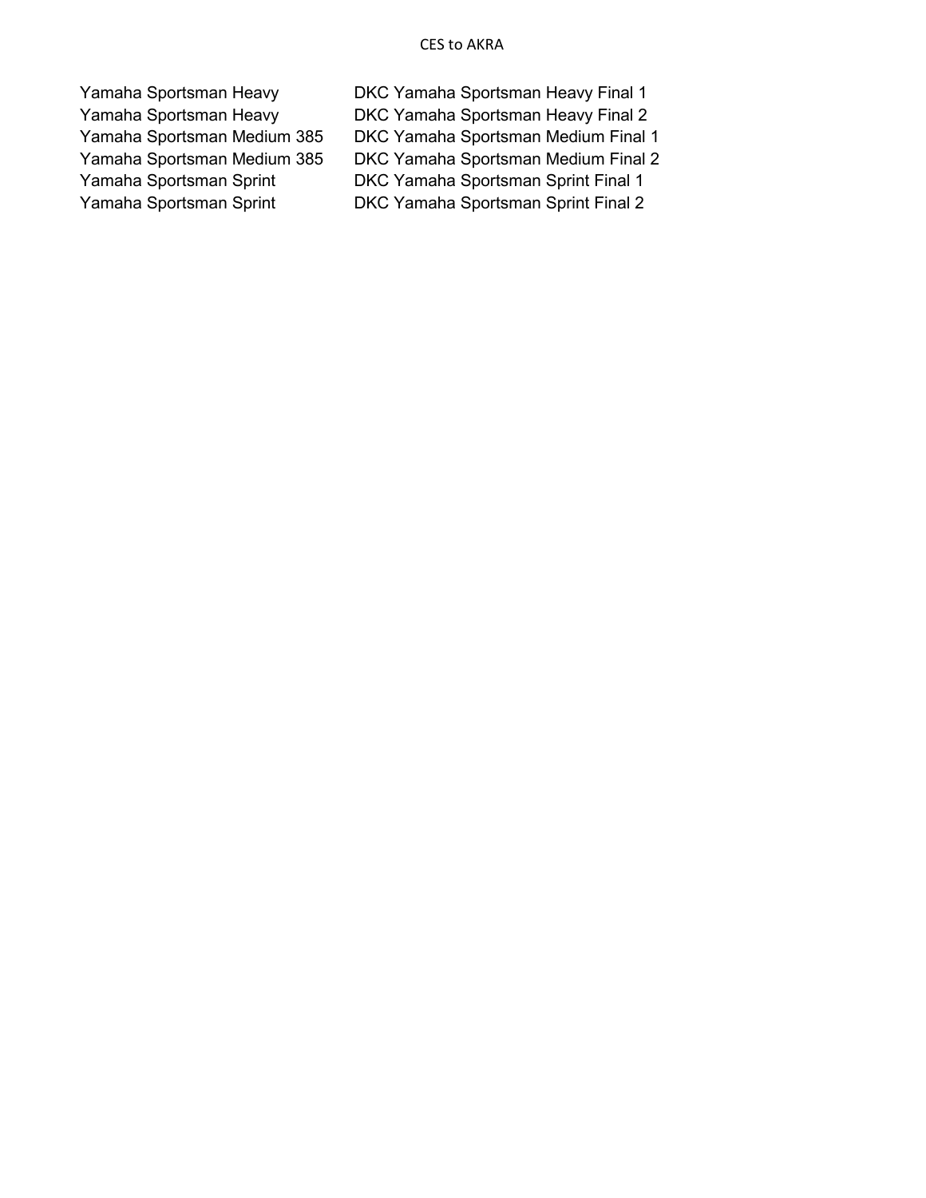| | |
|---|---|
| Yamaha Sportsman Heavy | DKC Yamaha Sportsman Heavy Final 1 |
| Yamaha Sportsman Heavy | DKC Yamaha Sportsman Heavy Final 2 |
| Yamaha Sportsman Medium 385 | DKC Yamaha Sportsman Medium Final 1 |
| Yamaha Sportsman Medium 385 | DKC Yamaha Sportsman Medium Final 2 |
| Yamaha Sportsman Sprint | DKC Yamaha Sportsman Sprint Final 1 |
| Yamaha Sportsman Sprint | DKC Yamaha Sportsman Sprint Final 2 |